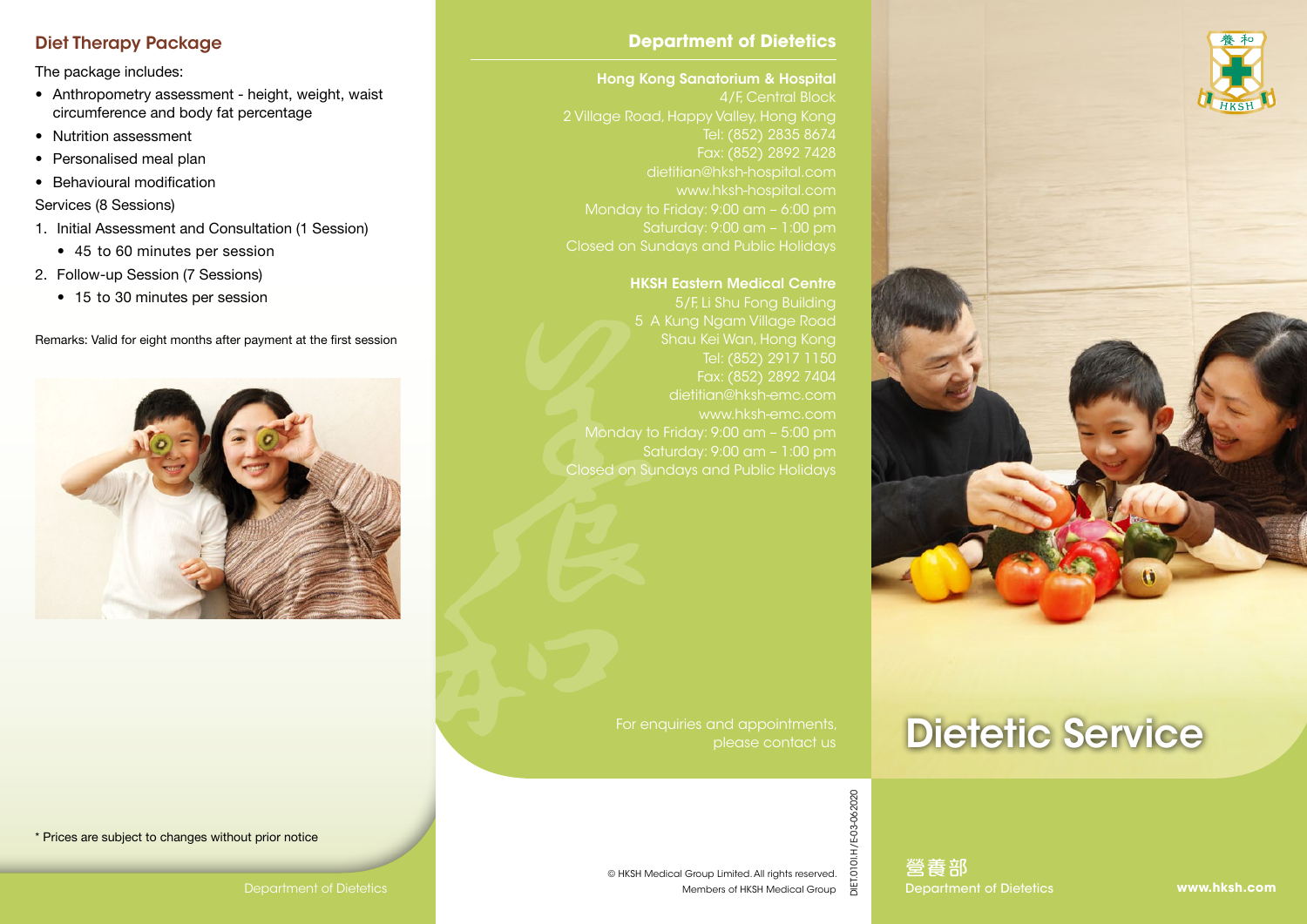## Diet Therapy Package

The package includes:

- Anthropometry assessment - height, weight, waist circumference and body fat percentage
- Nutrition assessment
- Personalised meal plan
- Behavioural modification

Services (8 Sessions)

1. Initial Assessment and Consultation (1 Session)
   - 45 to 60 minutes per session
2. Follow-up Session (7 Sessions)
   - 15 to 30 minutes per session

Remarks: Valid for eight months after payment at the first session

\* Prices are subject to changes without prior notice

## Department of Dietetics

**Hong Kong Sanatorium & Hospital**
4/F, Central Block
2 Village Road, Happy Valley, Hong Kong
Tel: (852) 2835 8674
Fax: (852) 2892 7428
dietitian@hksh-hospital.com
www.hksh-hospital.com
Monday to Friday: 9:00 am – 6:00 pm
Saturday: 9:00 am – 1:00 pm
Closed on Sundays and Public Holidays

**HKSH Eastern Medical Centre**
5/F, Li Shu Fong Building
5 A Kung Ngam Village Road
Shau Kei Wan, Hong Kong
Tel: (852) 2917 1150
Fax: (852) 2892 7404
dietitian@hksh-emc.com
www.hksh-emc.com
Monday to Friday: 9:00 am – 5:00 pm
Saturday: 9:00 am – 1:00 pm
Closed on Sundays and Public Holidays

For enquiries and appointments, please contact us

© HKSH Medical Group Limited. All rights reserved.
Members of HKSH Medical Group

DIET.010I.H/E-03-062020

# Dietetic Service

營養部
Department of Dietetics

www.hksh.com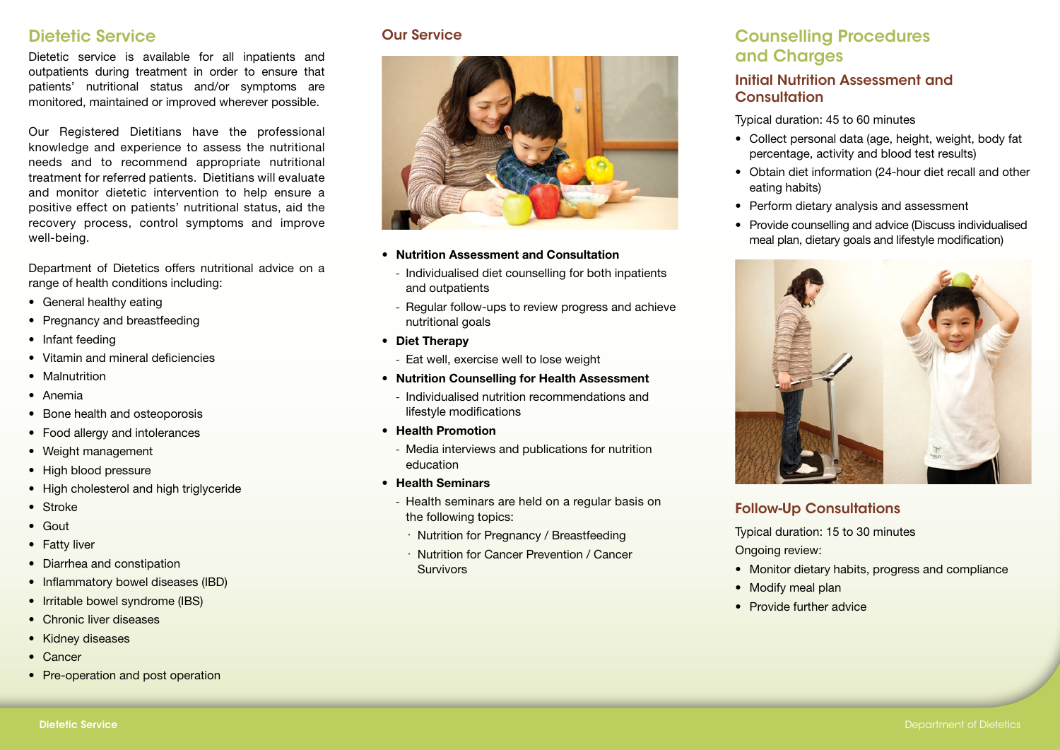## Dietetic Service

Dietetic service is available for all inpatients and outpatients during treatment in order to ensure that patients' nutritional status and/or symptoms are monitored, maintained or improved wherever possible.

Our Registered Dietitians have the professional knowledge and experience to assess the nutritional needs and to recommend appropriate nutritional treatment for referred patients. Dietitians will evaluate and monitor dietetic intervention to help ensure a positive effect on patients' nutritional status, aid the recovery process, control symptoms and improve well-being.

Department of Dietetics offers nutritional advice on a range of health conditions including:

- General healthy eating
- Pregnancy and breastfeeding
- Infant feeding
- Vitamin and mineral deficiencies
- Malnutrition
- Anemia
- Bone health and osteoporosis
- Food allergy and intolerances
- Weight management
- High blood pressure
- High cholesterol and high triglyceride
- Stroke
- Gout
- Fatty liver
- Diarrhea and constipation
- Inflammatory bowel diseases (IBD)
- Irritable bowel syndrome (IBS)
- Chronic liver diseases
- Kidney diseases
- Cancer
- Pre-operation and post operation

## Our Service

- **Nutrition Assessment and Consultation**
  - Individualised diet counselling for both inpatients and outpatients
  - Regular follow-ups to review progress and achieve nutritional goals
- **Diet Therapy**
  - Eat well, exercise well to lose weight
- **Nutrition Counselling for Health Assessment**
  - Individualised nutrition recommendations and lifestyle modifications
- **Health Promotion**
  - Media interviews and publications for nutrition education
- **Health Seminars**
  - Health seminars are held on a regular basis on the following topics:
    - Nutrition for Pregnancy / Breastfeeding
    - Nutrition for Cancer Prevention / Cancer Survivors

## Counselling Procedures and Charges

### Initial Nutrition Assessment and Consultation

Typical duration: 45 to 60 minutes

- Collect personal data (age, height, weight, body fat percentage, activity and blood test results)
- Obtain diet information (24-hour diet recall and other eating habits)
- Perform dietary analysis and assessment
- Provide counselling and advice (Discuss individualised meal plan, dietary goals and lifestyle modification)

### Follow-Up Consultations

Typical duration: 15 to 30 minutes

Ongoing review:

- Monitor dietary habits, progress and compliance
- Modify meal plan
- Provide further advice